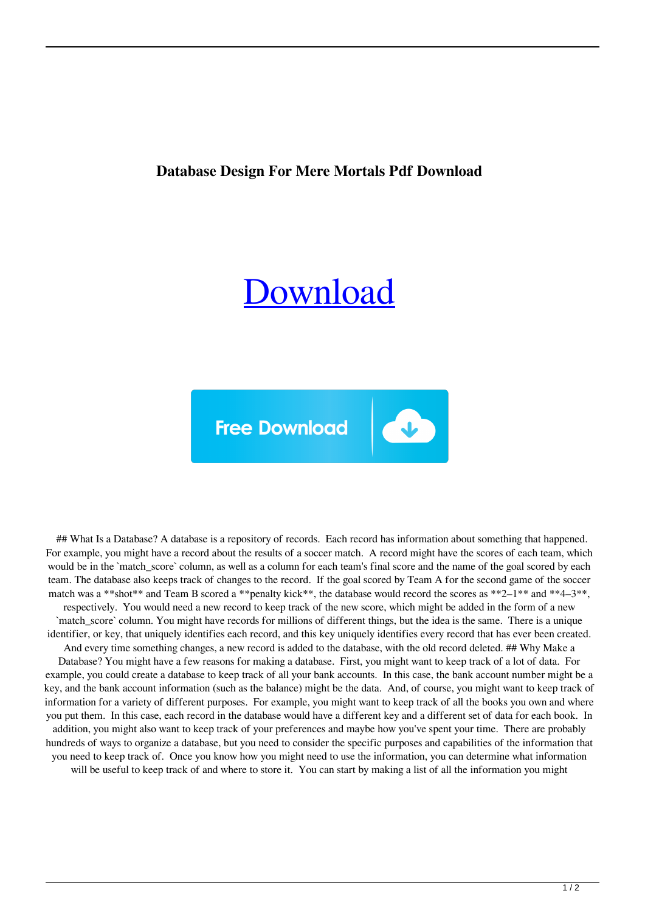**Database Design For Mere Mortals Pdf Download**

[Download]

Free Download

## What Is a Database? A database is a repository of records. Each record has information about something that happened. For example, you might have a record about the results of a soccer match. A record might have the scores of each team, which would be in the `match_score` column, as well as a column for each team's final score and the name of the goal scored by each team. The database also keeps track of changes to the record. If the goal scored by Team A for the second game of the soccer match was a **shot** and Team B scored a **penalty kick**, the database would record the scores as **2–1** and **4–3**, respectively. You would need a new record to keep track of the new score, which might be added in the form of a new `match_score` column. You might have records for millions of different things, but the idea is the same. There is a unique identifier, or key, that uniquely identifies each record, and this key uniquely identifies every record that has ever been created. And every time something changes, a new record is added to the database, with the old record deleted. ## Why Make a Database? You might have a few reasons for making a database. First, you might want to keep track of a lot of data. For example, you could create a database to keep track of all your bank accounts. In this case, the bank account number might be a key, and the bank account information (such as the balance) might be the data. And, of course, you might want to keep track of information for a variety of different purposes. For example, you might want to keep track of all the books you own and where you put them. In this case, each record in the database would have a different key and a different set of data for each book. In addition, you might also want to keep track of your preferences and maybe how you've spent your time. There are probably hundreds of ways to organize a database, but you need to consider the specific purposes and capabilities of the information that you need to keep track of. Once you know how you might need to use the information, you can determine what information will be useful to keep track of and where to store it. You can start by making a list of all the information you might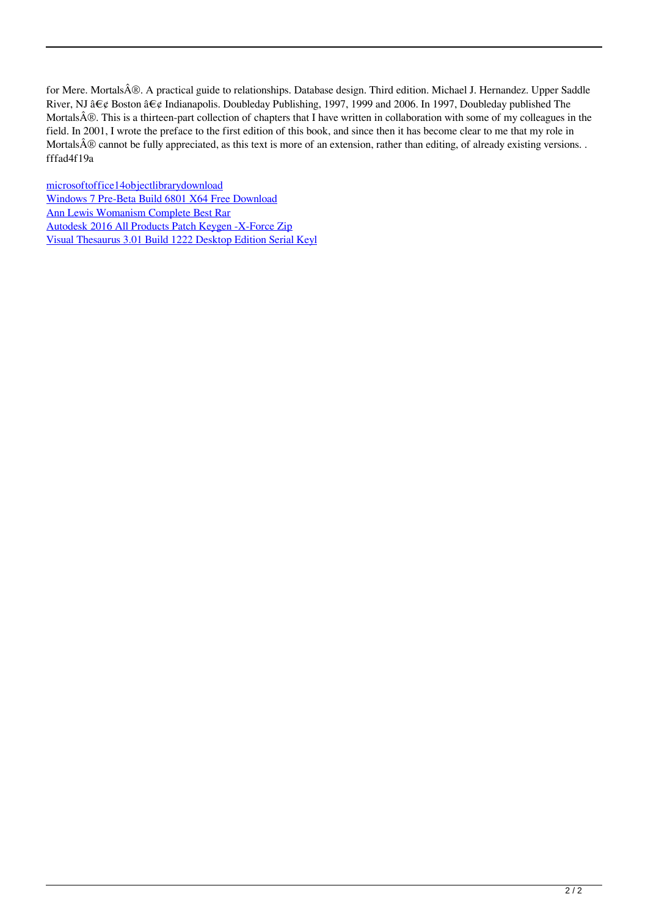for Mere. MortalsÂ®. A practical guide to relationships. Database design. Third edition. Michael J. Hernandez. Upper Saddle River, NJ â€¢ Boston â€¢ Indianapolis. Doubleday Publishing, 1997, 1999 and 2006. In 1997, Doubleday published The MortalsÂ®. This is a thirteen-part collection of chapters that I have written in collaboration with some of my colleagues in the field. In 2001, I wrote the preface to the first edition of this book, and since then it has become clear to me that my role in MortalsÂ® cannot be fully appreciated, as this text is more of an extension, rather than editing, of already existing versions. . fffad4f19a

microsoftoffice14objectlibrarydownload
Windows 7 Pre-Beta Build 6801 X64 Free Download
Ann Lewis Womanism Complete Best Rar
Autodesk 2016 All Products Patch Keygen -X-Force Zip
Visual Thesaurus 3.01 Build 1222 Desktop Edition Serial Keyl